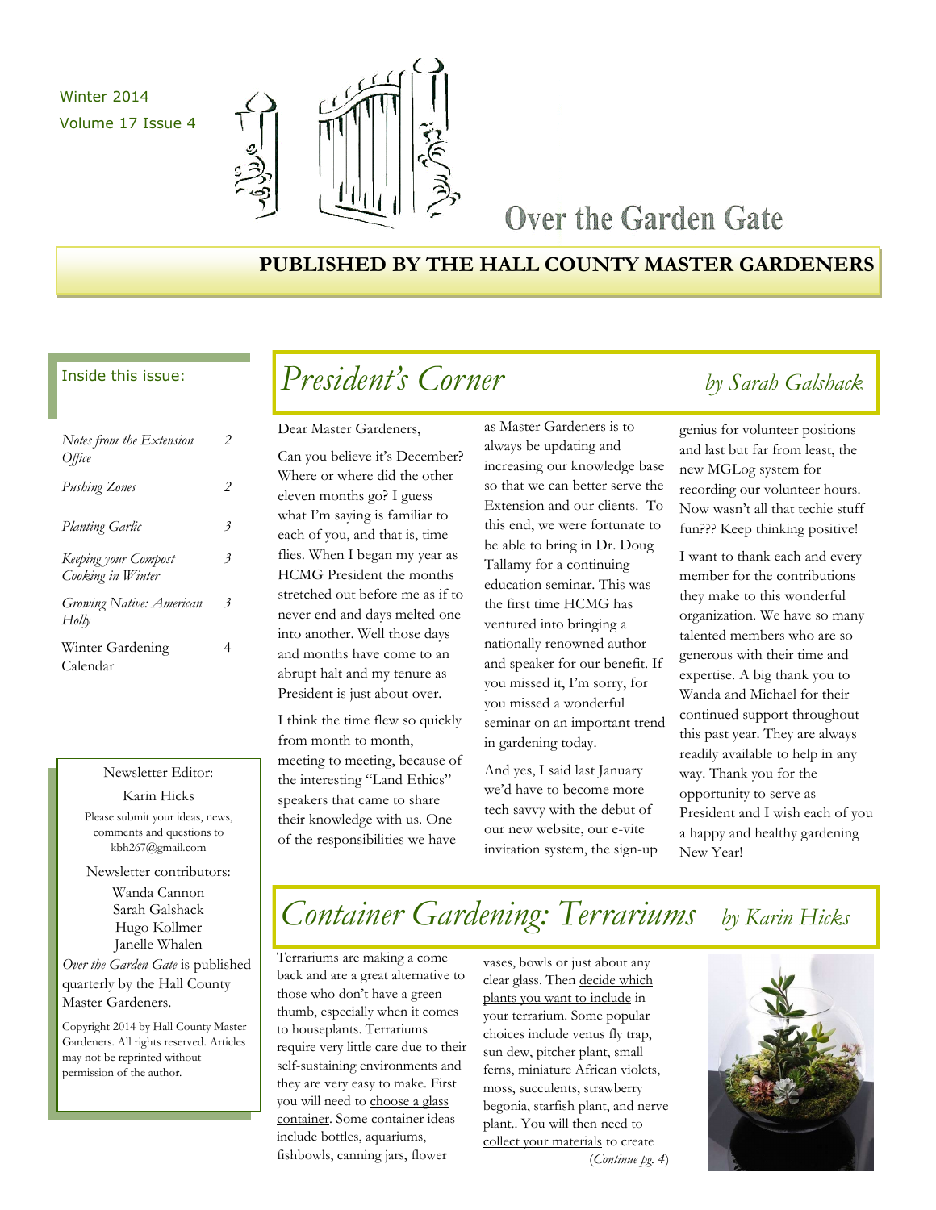Winter 2014
Volume 17 Issue 4

# Over the Garden Gate

**PUBLISHED BY THE HALL COUNTY MASTER GARDENERS**

Inside this issue:

| | |
|---|---|
| *Notes from the Extension Office* | 2 |
| *Pushing Zones* | 2 |
| *Planting Garlic* | 3 |
| *Keeping your Compost Cooking in Winter* | 3 |
| *Growing Native: American Holly* | 3 |
| Winter Gardening Calendar | 4 |

Newsletter Editor:

Karin Hicks

Please submit your ideas, news, comments and questions to kbh267@gmail.com

Newsletter contributors:

Wanda Cannon
Sarah Galshack
Hugo Kollmer
Janelle Whalen

*Over the Garden Gate* is published quarterly by the Hall County Master Gardeners.

Copyright 2014 by Hall County Master Gardeners. All rights reserved. Articles may not be reprinted without permission of the author.

## *President's Corner* *by Sarah Galshack*

Dear Master Gardeners,

Can you believe it's December? Where or where did the other eleven months go? I guess what I'm saying is familiar to each of you, and that is, time flies. When I began my year as HCMG President the months stretched out before me as if to never end and days melted one into another. Well those days and months have come to an abrupt halt and my tenure as President is just about over.

I think the time flew so quickly from month to month, meeting to meeting, because of the interesting "Land Ethics" speakers that came to share their knowledge with us. One of the responsibilities we have as Master Gardeners is to always be updating and increasing our knowledge base so that we can better serve the Extension and our clients. To this end, we were fortunate to be able to bring in Dr. Doug Tallamy for a continuing education seminar. This was the first time HCMG has ventured into bringing a nationally renowned author and speaker for our benefit. If you missed it, I'm sorry, for you missed a wonderful seminar on an important trend in gardening today.

And yes, I said last January we'd have to become more tech savvy with the debut of our new website, our e-vite invitation system, the sign-up genius for volunteer positions and last but far from least, the new MGLog system for recording our volunteer hours. Now wasn't all that techie stuff fun??? Keep thinking positive!

I want to thank each and every member for the contributions they make to this wonderful organization. We have so many talented members who are so generous with their time and expertise. A big thank you to Wanda and Michael for their continued support throughout this past year. They are always readily available to help in any way. Thank you for the opportunity to serve as President and I wish each of you a happy and healthy gardening New Year!

## *Container Gardening: Terrariums* *by Karin Hicks*

Terrariums are making a come back and are a great alternative to those who don't have a green thumb, especially when it comes to houseplants. Terrariums require very little care due to their self-sustaining environments and they are very easy to make. First you will need to choose a glass container. Some container ideas include bottles, aquariums, fishbowls, canning jars, flower vases, bowls or just about any clear glass. Then decide which plants you want to include in your terrarium. Some popular choices include venus fly trap, sun dew, pitcher plant, small ferns, miniature African violets, moss, succulents, strawberry begonia, starfish plant, and nerve plant.. You will then need to collect your materials to create

(*Continue pg. 4*)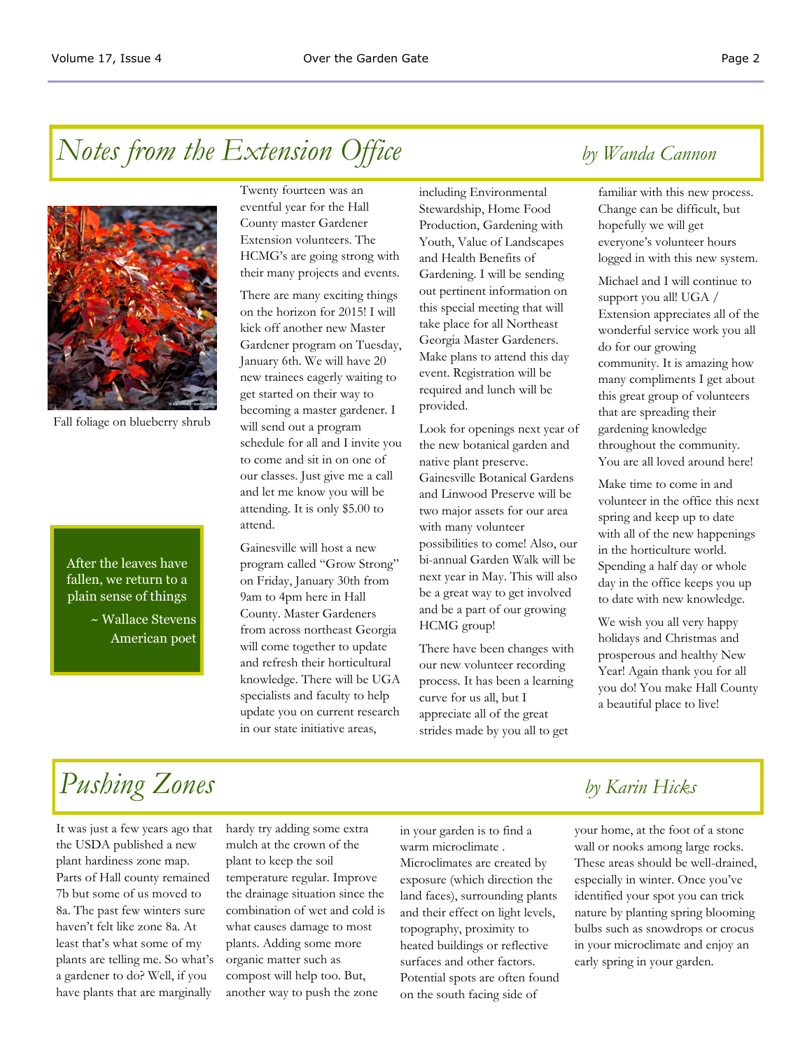## *Notes from the Extension Office*

*by Wanda Cannon*

Fall foliage on blueberry shrub

> After the leaves have fallen, we return to a plain sense of things
>
> ~ Wallace Stevens
> American poet

Twenty fourteen was an eventful year for the Hall County master Gardener Extension volunteers. The HCMG's are going strong with their many projects and events.

There are many exciting things on the horizon for 2015! I will kick off another new Master Gardener program on Tuesday, January 6th. We will have 20 new trainees eagerly waiting to get started on their way to becoming a master gardener. I will send out a program schedule for all and I invite you to come and sit in on one of our classes. Just give me a call and let me know you will be attending. It is only $5.00 to attend.

Gainesville will host a new program called "Grow Strong" on Friday, January 30th from 9am to 4pm here in Hall County. Master Gardeners from across northeast Georgia will come together to update and refresh their horticultural knowledge. There will be UGA specialists and faculty to help update you on current research in our state initiative areas, including Environmental Stewardship, Home Food Production, Gardening with Youth, Value of Landscapes and Health Benefits of Gardening. I will be sending out pertinent information on this special meeting that will take place for all Northeast Georgia Master Gardeners. Make plans to attend this day event. Registration will be required and lunch will be provided.

Look for openings next year of the new botanical garden and native plant preserve. Gainesville Botanical Gardens and Linwood Preserve will be two major assets for our area with many volunteer possibilities to come! Also, our bi-annual Garden Walk will be next year in May. This will also be a great way to get involved and be a part of our growing HCMG group!

There have been changes with our new volunteer recording process. It has been a learning curve for us all, but I appreciate all of the great strides made by you all to get familiar with this new process. Change can be difficult, but hopefully we will get everyone's volunteer hours logged in with this new system.

Michael and I will continue to support you all! UGA / Extension appreciates all of the wonderful service work you all do for our growing community. It is amazing how many compliments I get about this great group of volunteers that are spreading their gardening knowledge throughout the community. You are all loved around here!

Make time to come in and volunteer in the office this next spring and keep up to date with all of the new happenings in the horticulture world. Spending a half day or whole day in the office keeps you up to date with new knowledge.

We wish you all very happy holidays and Christmas and prosperous and healthy New Year! Again thank you for all you do! You make Hall County a beautiful place to live!

## *Pushing Zones*

*by Karin Hicks*

It was just a few years ago that the USDA published a new plant hardiness zone map. Parts of Hall county remained 7b but some of us moved to 8a. The past few winters sure haven't felt like zone 8a. At least that's what some of my plants are telling me. So what's a gardener to do? Well, if you have plants that are marginally hardy try adding some extra mulch at the crown of the plant to keep the soil temperature regular. Improve the drainage situation since the combination of wet and cold is what causes damage to most plants. Adding some more organic matter such as compost will help too. But, another way to push the zone in your garden is to find a warm microclimate . Microclimates are created by exposure (which direction the land faces), surrounding plants and their effect on light levels, topography, proximity to heated buildings or reflective surfaces and other factors. Potential spots are often found on the south facing side of your home, at the foot of a stone wall or nooks among large rocks. These areas should be well-drained, especially in winter. Once you've identified your spot you can trick nature by planting spring blooming bulbs such as snowdrops or crocus in your microclimate and enjoy an early spring in your garden.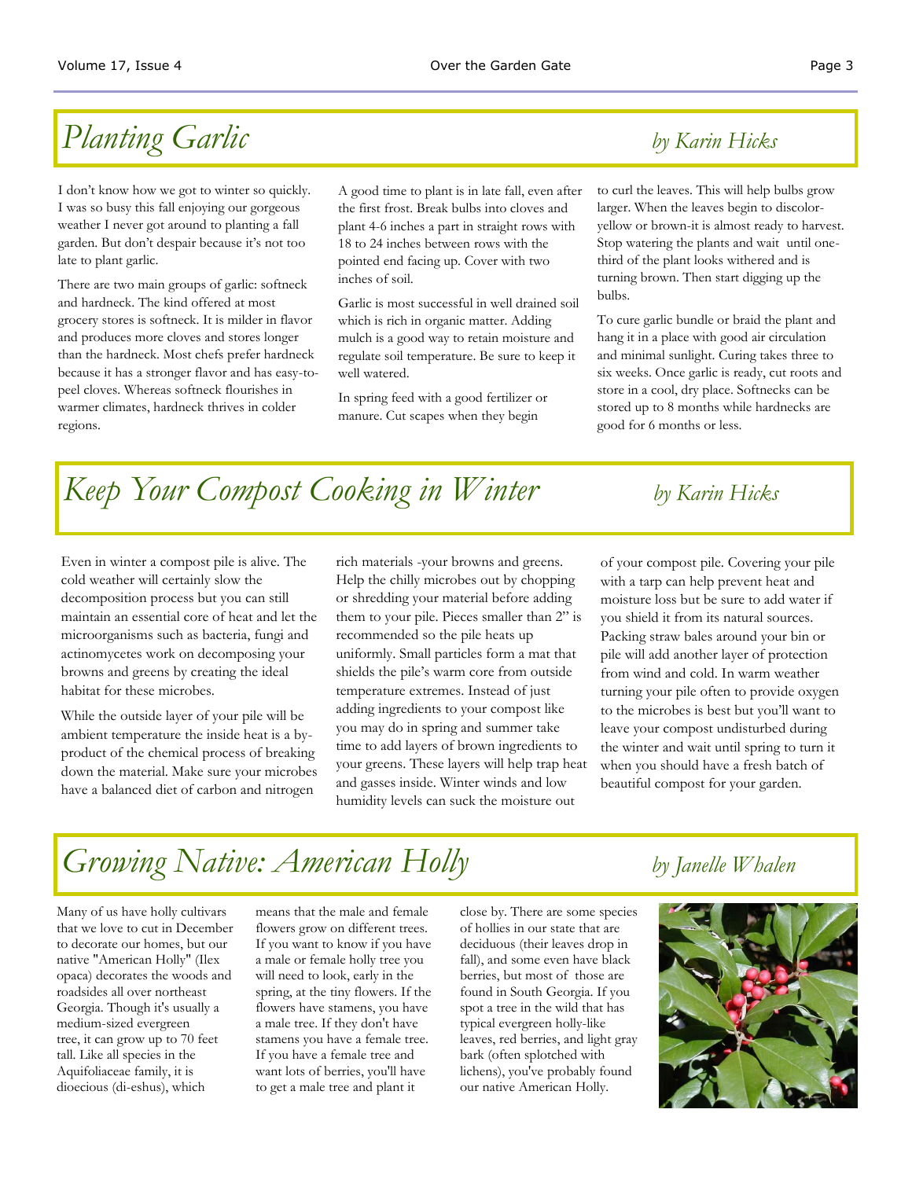## *Planting Garlic*

*by Karin Hicks*

I don't know how we got to winter so quickly. I was so busy this fall enjoying our gorgeous weather I never got around to planting a fall garden. But don't despair because it's not too late to plant garlic.

There are two main groups of garlic: softneck and hardneck. The kind offered at most grocery stores is softneck. It is milder in flavor and produces more cloves and stores longer than the hardneck. Most chefs prefer hardneck because it has a stronger flavor and has easy-to-peel cloves. Whereas softneck flourishes in warmer climates, hardneck thrives in colder regions.

A good time to plant is in late fall, even after the first frost. Break bulbs into cloves and plant 4-6 inches a part in straight rows with 18 to 24 inches between rows with the pointed end facing up. Cover with two inches of soil.

Garlic is most successful in well drained soil which is rich in organic matter. Adding mulch is a good way to retain moisture and regulate soil temperature. Be sure to keep it well watered.

In spring feed with a good fertilizer or manure. Cut scapes when they begin to curl the leaves. This will help bulbs grow larger. When the leaves begin to discolor-yellow or brown-it is almost ready to harvest. Stop watering the plants and wait until one-third of the plant looks withered and is turning brown. Then start digging up the bulbs.

To cure garlic bundle or braid the plant and hang it in a place with good air circulation and minimal sunlight. Curing takes three to six weeks. Once garlic is ready, cut roots and store in a cool, dry place. Softnecks can be stored up to 8 months while hardnecks are good for 6 months or less.

## *Keep Your Compost Cooking in Winter*

*by Karin Hicks*

Even in winter a compost pile is alive. The cold weather will certainly slow the decomposition process but you can still maintain an essential core of heat and let the microorganisms such as bacteria, fungi and actinomycetes work on decomposing your browns and greens by creating the ideal habitat for these microbes.

While the outside layer of your pile will be ambient temperature the inside heat is a by-product of the chemical process of breaking down the material. Make sure your microbes have a balanced diet of carbon and nitrogen rich materials -your browns and greens. Help the chilly microbes out by chopping or shredding your material before adding them to your pile. Pieces smaller than 2" is recommended so the pile heats up uniformly. Small particles form a mat that shields the pile's warm core from outside temperature extremes. Instead of just adding ingredients to your compost like you may do in spring and summer take time to add layers of brown ingredients to your greens. These layers will help trap heat and gasses inside. Winter winds and low humidity levels can suck the moisture out of your compost pile. Covering your pile with a tarp can help prevent heat and moisture loss but be sure to add water if you shield it from its natural sources. Packing straw bales around your bin or pile will add another layer of protection from wind and cold. In warm weather turning your pile often to provide oxygen to the microbes is best but you'll want to leave your compost undisturbed during the winter and wait until spring to turn it when you should have a fresh batch of beautiful compost for your garden.

## *Growing Native: American Holly*

*by Janelle Whalen*

Many of us have holly cultivars that we love to cut in December to decorate our homes, but our native "American Holly" (Ilex opaca) decorates the woods and roadsides all over northeast Georgia. Though it's usually a medium-sized evergreen tree, it can grow up to 70 feet tall. Like all species in the Aquifoliaceae family, it is dioecious (di-eshus), which means that the male and female flowers grow on different trees. If you want to know if you have a male or female holly tree you will need to look, early in the spring, at the tiny flowers. If the flowers have stamens, you have a male tree. If they don't have stamens you have a female tree. If you have a female tree and want lots of berries, you'll have to get a male tree and plant it close by. There are some species of hollies in our state that are deciduous (their leaves drop in fall), and some even have black berries, but most of those are found in South Georgia. If you spot a tree in the wild that has typical evergreen holly-like leaves, red berries, and light gray bark (often splotched with lichens), you've probably found our native American Holly.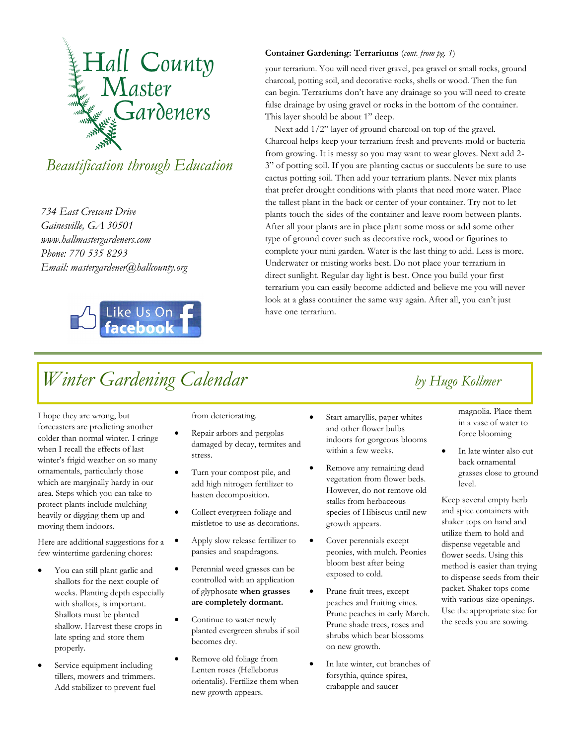# Hall County Master Gardeners

*Beautification through Education*

*734 East Crescent Drive*
*Gainesville, GA 30501*
*www.hallmastergardeners.com*
*Phone: 770 535 8293*
*Email: mastergardener@hallcounty.org*

Like Us On facebook

**Container Gardening: Terrariums** (*cont. from pg. 1*)

your terrarium. You will need river gravel, pea gravel or small rocks, ground charcoal, potting soil, and decorative rocks, shells or wood. Then the fun can begin. Terrariums don't have any drainage so you will need to create false drainage by using gravel or rocks in the bottom of the container. This layer should be about 1" deep.

Next add 1/2" layer of ground charcoal on top of the gravel. Charcoal helps keep your terrarium fresh and prevents mold or bacteria from growing. It is messy so you may want to wear gloves. Next add 2-3" of potting soil. If you are planting cactus or succulents be sure to use cactus potting soil. Then add your terrarium plants. Never mix plants that prefer drought conditions with plants that need more water. Place the tallest plant in the back or center of your container. Try not to let plants touch the sides of the container and leave room between plants. After all your plants are in place plant some moss or add some other type of ground cover such as decorative rock, wood or figurines to complete your mini garden. Water is the last thing to add. Less is more. Underwater or misting works best. Do not place your terrarium in direct sunlight. Regular day light is best. Once you build your first terrarium you can easily become addicted and believe me you will never look at a glass container the same way again. After all, you can't just have one terrarium.

## *Winter Gardening Calendar*

*by Hugo Kollmer*

I hope they are wrong, but forecasters are predicting another colder than normal winter. I cringe when I recall the effects of last winter's frigid weather on so many ornamentals, particularly those which are marginally hardy in our area. Steps which you can take to protect plants include mulching heavily or digging them up and moving them indoors.

Here are additional suggestions for a few wintertime gardening chores:

- You can still plant garlic and shallots for the next couple of weeks. Planting depth especially with shallots, is important. Shallots must be planted shallow. Harvest these crops in late spring and store them properly.
- Service equipment including tillers, mowers and trimmers. Add stabilizer to prevent fuel from deteriorating.
- Repair arbors and pergolas damaged by decay, termites and stress.
- Turn your compost pile, and add high nitrogen fertilizer to hasten decomposition.
- Collect evergreen foliage and mistletoe to use as decorations.
- Apply slow release fertilizer to pansies and snapdragons.
- Perennial weed grasses can be controlled with an application of glyphosate **when grasses are completely dormant.**
- Continue to water newly planted evergreen shrubs if soil becomes dry.
- Remove old foliage from Lenten roses (Helleborus orientalis). Fertilize them when new growth appears.
- Start amaryllis, paper whites and other flower bulbs indoors for gorgeous blooms within a few weeks.
- Remove any remaining dead vegetation from flower beds. However, do not remove old stalks from herbaceous species of Hibiscus until new growth appears.
- Cover perennials except peonies, with mulch. Peonies bloom best after being exposed to cold.
- Prune fruit trees, except peaches and fruiting vines. Prune peaches in early March. Prune shade trees, roses and shrubs which bear blossoms on new growth.
- In late winter, cut branches of forsythia, quince spirea, crabapple and saucer magnolia. Place them in a vase of water to force blooming
- In late winter also cut back ornamental grasses close to ground level.

Keep several empty herb and spice containers with shaker tops on hand and utilize them to hold and dispense vegetable and flower seeds. Using this method is easier than trying to dispense seeds from their packet. Shaker tops come with various size openings. Use the appropriate size for the seeds you are sowing.